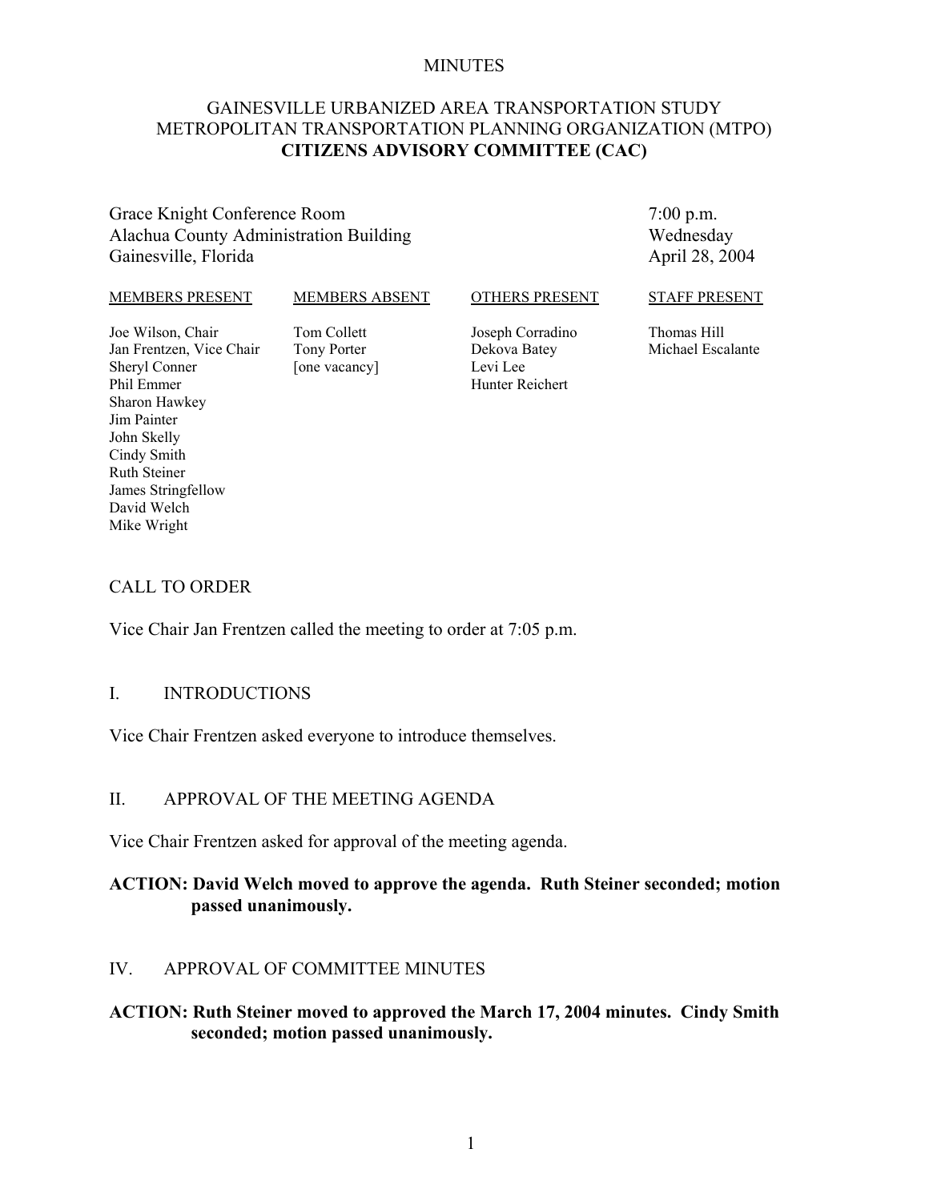MINUTES

GAINESVILLE URBANIZED AREA TRANSPORTATION STUDY
METROPOLITAN TRANSPORTATION PLANNING ORGANIZATION (MTPO)
**CITIZENS ADVISORY COMMITTEE (CAC)**

| | |
|---|---|
| Grace Knight Conference Room | 7:00 p.m. |
| Alachua County Administration Building | Wednesday |
| Gainesville, Florida | April 28, 2004 |

| MEMBERS PRESENT | MEMBERS ABSENT | OTHERS PRESENT | STAFF PRESENT |
|---|---|---|---|
| Joe Wilson, Chair | Tom Collett | Joseph Corradino | Thomas Hill |
| Jan Frentzen, Vice Chair | Tony Porter | Dekova Batey | Michael Escalante |
| Sheryl Conner | [one vacancy] | Levi Lee | |
| Phil Emmer | | Hunter Reichert | |
| Sharon Hawkey | | | |
| Jim Painter | | | |
| John Skelly | | | |
| Cindy Smith | | | |
| Ruth Steiner | | | |
| James Stringfellow | | | |
| David Welch | | | |
| Mike Wright | | | |

## CALL TO ORDER

Vice Chair Jan Frentzen called the meeting to order at 7:05 p.m.

## I. INTRODUCTIONS

Vice Chair Frentzen asked everyone to introduce themselves.

## II. APPROVAL OF THE MEETING AGENDA

Vice Chair Frentzen asked for approval of the meeting agenda.

**ACTION: David Welch moved to approve the agenda. Ruth Steiner seconded; motion passed unanimously.**

## IV. APPROVAL OF COMMITTEE MINUTES

**ACTION: Ruth Steiner moved to approved the March 17, 2004 minutes. Cindy Smith seconded; motion passed unanimously.**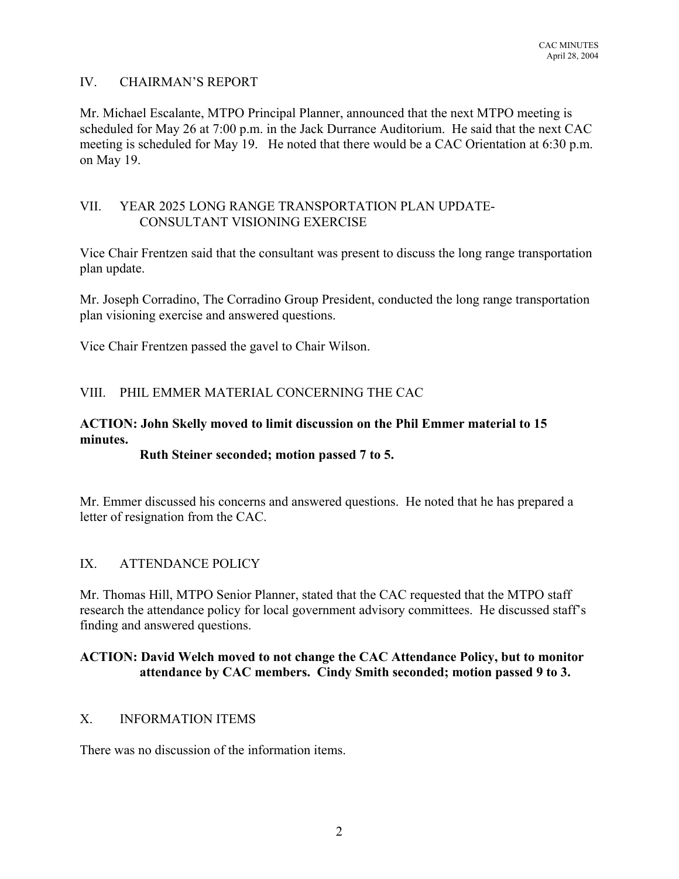## IV. CHAIRMAN'S REPORT

Mr. Michael Escalante, MTPO Principal Planner, announced that the next MTPO meeting is scheduled for May 26 at 7:00 p.m. in the Jack Durrance Auditorium. He said that the next CAC meeting is scheduled for May 19. He noted that there would be a CAC Orientation at 6:30 p.m. on May 19.

## VII. YEAR 2025 LONG RANGE TRANSPORTATION PLAN UPDATE- CONSULTANT VISIONING EXERCISE

Vice Chair Frentzen said that the consultant was present to discuss the long range transportation plan update.

Mr. Joseph Corradino, The Corradino Group President, conducted the long range transportation plan visioning exercise and answered questions.

Vice Chair Frentzen passed the gavel to Chair Wilson.

## VIII. PHIL EMMER MATERIAL CONCERNING THE CAC

**ACTION: John Skelly moved to limit discussion on the Phil Emmer material to 15 minutes.**
**Ruth Steiner seconded; motion passed 7 to 5.**

Mr. Emmer discussed his concerns and answered questions. He noted that he has prepared a letter of resignation from the CAC.

## IX. ATTENDANCE POLICY

Mr. Thomas Hill, MTPO Senior Planner, stated that the CAC requested that the MTPO staff research the attendance policy for local government advisory committees. He discussed staff's finding and answered questions.

**ACTION: David Welch moved to not change the CAC Attendance Policy, but to monitor attendance by CAC members. Cindy Smith seconded; motion passed 9 to 3.**

## X. INFORMATION ITEMS

There was no discussion of the information items.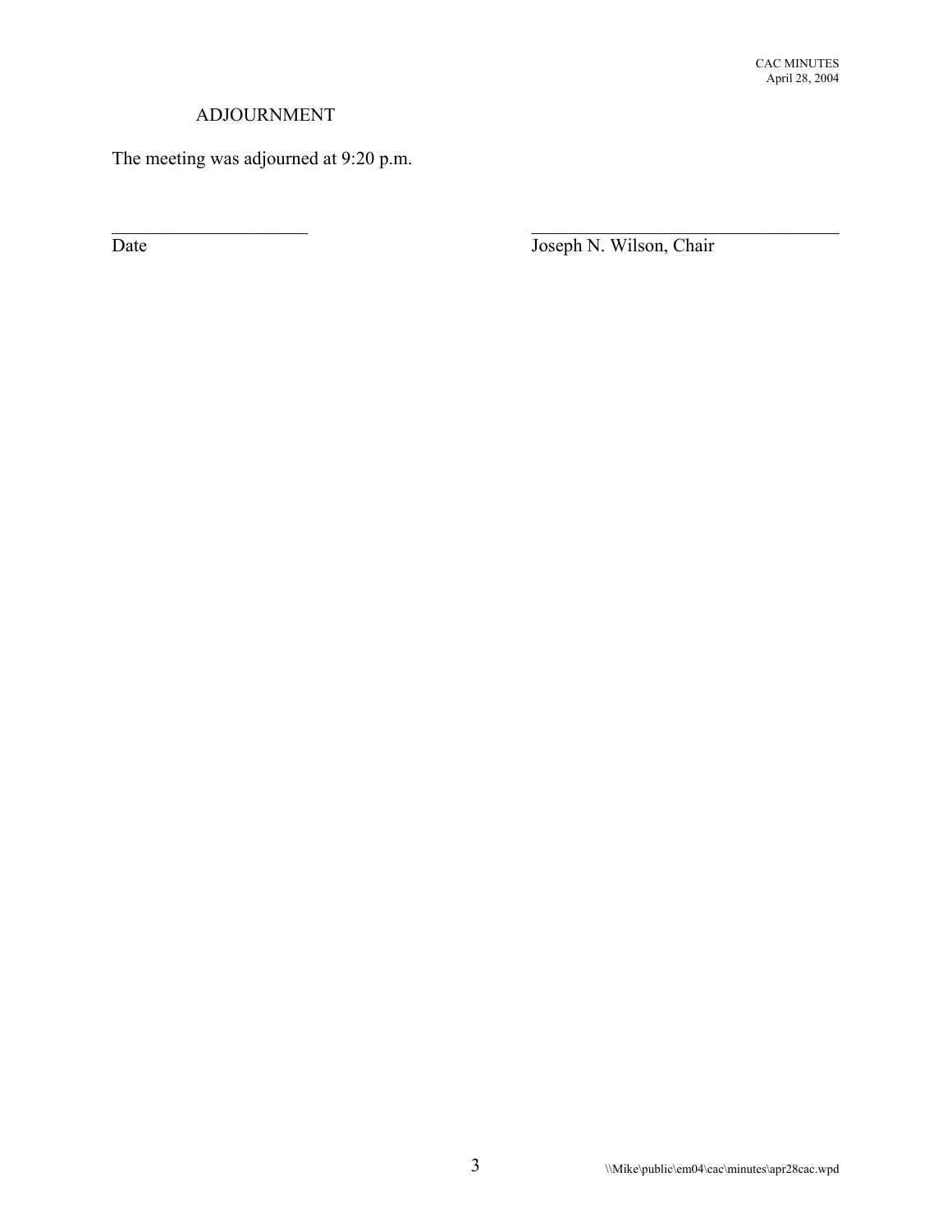## ADJOURNMENT

The meeting was adjourned at 9:20 p.m.

| | |
|---|---|
| ______________________ | ____________________________________ |
| Date | Joseph N. Wilson, Chair |

\\Mike\public\em04\cac\minutes\apr28cac.wpd